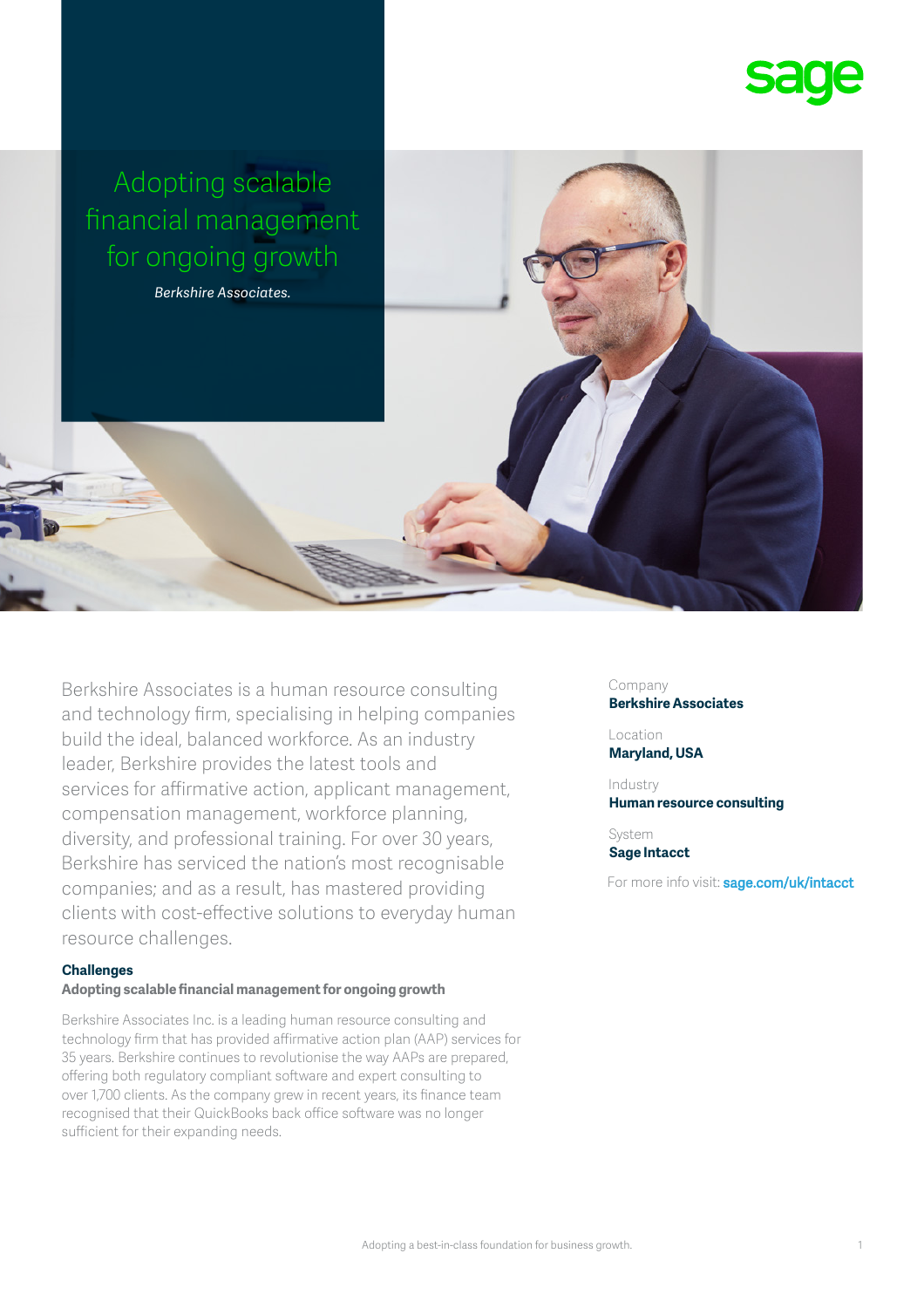# Adopting scalable financial management for ongoing growth

*Berkshire Associates.*

Berkshire Associates is a human resource consulting and technology firm, specialising in helping companies build the ideal, balanced workforce. As an industry leader, Berkshire provides the latest tools and services for affirmative action, applicant management, compensation management, workforce planning, diversity, and professional training. For over 30 years, Berkshire has serviced the nation's most recognisable companies; and as a result, has mastered providing clients with cost-effective solutions to everyday human resource challenges.

Company
**Berkshire Associates**

Location
**Maryland, USA**

Industry
**Human resource consulting**

System
**Sage Intacct**

For more info visit: **sage.com/uk/intacct**

### Challenges

**Adopting scalable financial management for ongoing growth**

Berkshire Associates Inc. is a leading human resource consulting and technology firm that has provided affirmative action plan (AAP) services for 35 years. Berkshire continues to revolutionise the way AAPs are prepared, offering both regulatory compliant software and expert consulting to over 1,700 clients. As the company grew in recent years, its finance team recognised that their QuickBooks back office software was no longer sufficient for their expanding needs.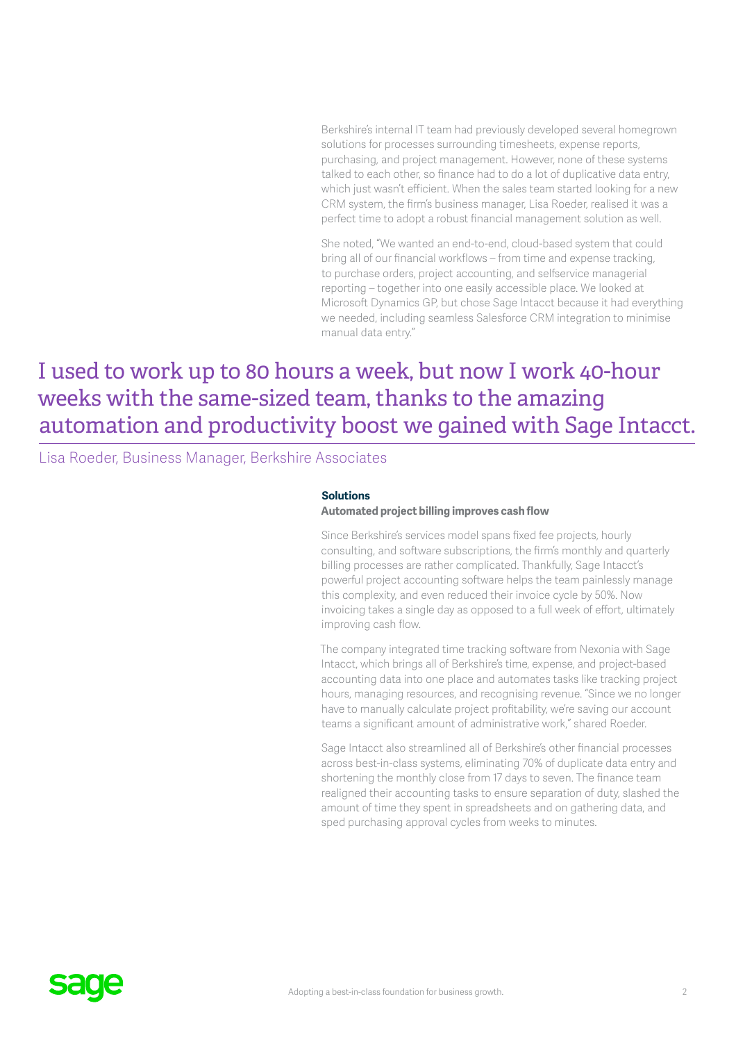Berkshire's internal IT team had previously developed several homegrown solutions for processes surrounding timesheets, expense reports, purchasing, and project management. However, none of these systems talked to each other, so finance had to do a lot of duplicative data entry, which just wasn't efficient. When the sales team started looking for a new CRM system, the firm's business manager, Lisa Roeder, realised it was a perfect time to adopt a robust financial management solution as well.

She noted, "We wanted an end-to-end, cloud-based system that could bring all of our financial workflows – from time and expense tracking, to purchase orders, project accounting, and selfservice managerial reporting – together into one easily accessible place. We looked at Microsoft Dynamics GP, but chose Sage Intacct because it had everything we needed, including seamless Salesforce CRM integration to minimise manual data entry."

> I used to work up to 80 hours a week, but now I work 40-hour weeks with the same-sized team, thanks to the amazing automation and productivity boost we gained with Sage Intacct.
>
> Lisa Roeder, Business Manager, Berkshire Associates

## Solutions

### Automated project billing improves cash flow

Since Berkshire's services model spans fixed fee projects, hourly consulting, and software subscriptions, the firm's monthly and quarterly billing processes are rather complicated. Thankfully, Sage Intacct's powerful project accounting software helps the team painlessly manage this complexity, and even reduced their invoice cycle by 50%. Now invoicing takes a single day as opposed to a full week of effort, ultimately improving cash flow.

The company integrated time tracking software from Nexonia with Sage Intacct, which brings all of Berkshire's time, expense, and project-based accounting data into one place and automates tasks like tracking project hours, managing resources, and recognising revenue. "Since we no longer have to manually calculate project profitability, we're saving our account teams a significant amount of administrative work," shared Roeder.

Sage Intacct also streamlined all of Berkshire's other financial processes across best-in-class systems, eliminating 70% of duplicate data entry and shortening the monthly close from 17 days to seven. The finance team realigned their accounting tasks to ensure separation of duty, slashed the amount of time they spent in spreadsheets and on gathering data, and sped purchasing approval cycles from weeks to minutes.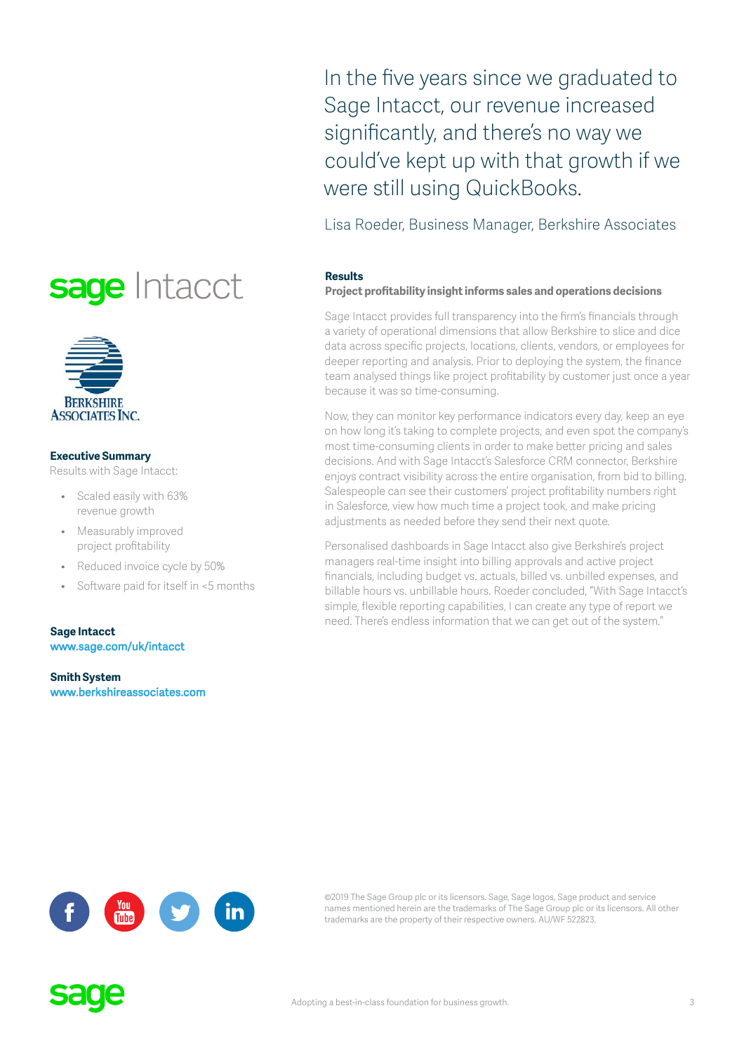> In the five years since we graduated to Sage Intacct, our revenue increased significantly, and there's no way we could've kept up with that growth if we were still using QuickBooks.

Lisa Roeder, Business Manager, Berkshire Associates

sage Intacct

BERKSHIRE ASSOCIATES INC.

**Executive Summary**

Results with Sage Intacct:

- Scaled easily with 63% revenue growth
- Measurably improved project profitability
- Reduced invoice cycle by 50%
- Software paid for itself in <5 months

**Sage Intacct**
www.sage.com/uk/intacct

**Smith System**
www.berkshireassociates.com

## Results

### Project profitability insight informs sales and operations decisions

Sage Intacct provides full transparency into the firm's financials through a variety of operational dimensions that allow Berkshire to slice and dice data across specific projects, locations, clients, vendors, or employees for deeper reporting and analysis. Prior to deploying the system, the finance team analysed things like project profitability by customer just once a year because it was so time-consuming.

Now, they can monitor key performance indicators every day, keep an eye on how long it's taking to complete projects, and even spot the company's most time-consuming clients in order to make better pricing and sales decisions. And with Sage Intacct's Salesforce CRM connector, Berkshire enjoys contract visibility across the entire organisation, from bid to billing. Salespeople can see their customers' project profitability numbers right in Salesforce, view how much time a project took, and make pricing adjustments as needed before they send their next quote.

Personalised dashboards in Sage Intacct also give Berkshire's project managers real-time insight into billing approvals and active project financials, including budget vs. actuals, billed vs. unbilled expenses, and billable hours vs. unbillable hours. Roeder concluded, "With Sage Intacct's simple, flexible reporting capabilities, I can create any type of report we need. There's endless information that we can get out of the system."

©2019 The Sage Group plc or its licensors. Sage, Sage logos, Sage product and service names mentioned herein are the trademarks of The Sage Group plc or its licensors. All other trademarks are the property of their respective owners. AU/WF 522823.